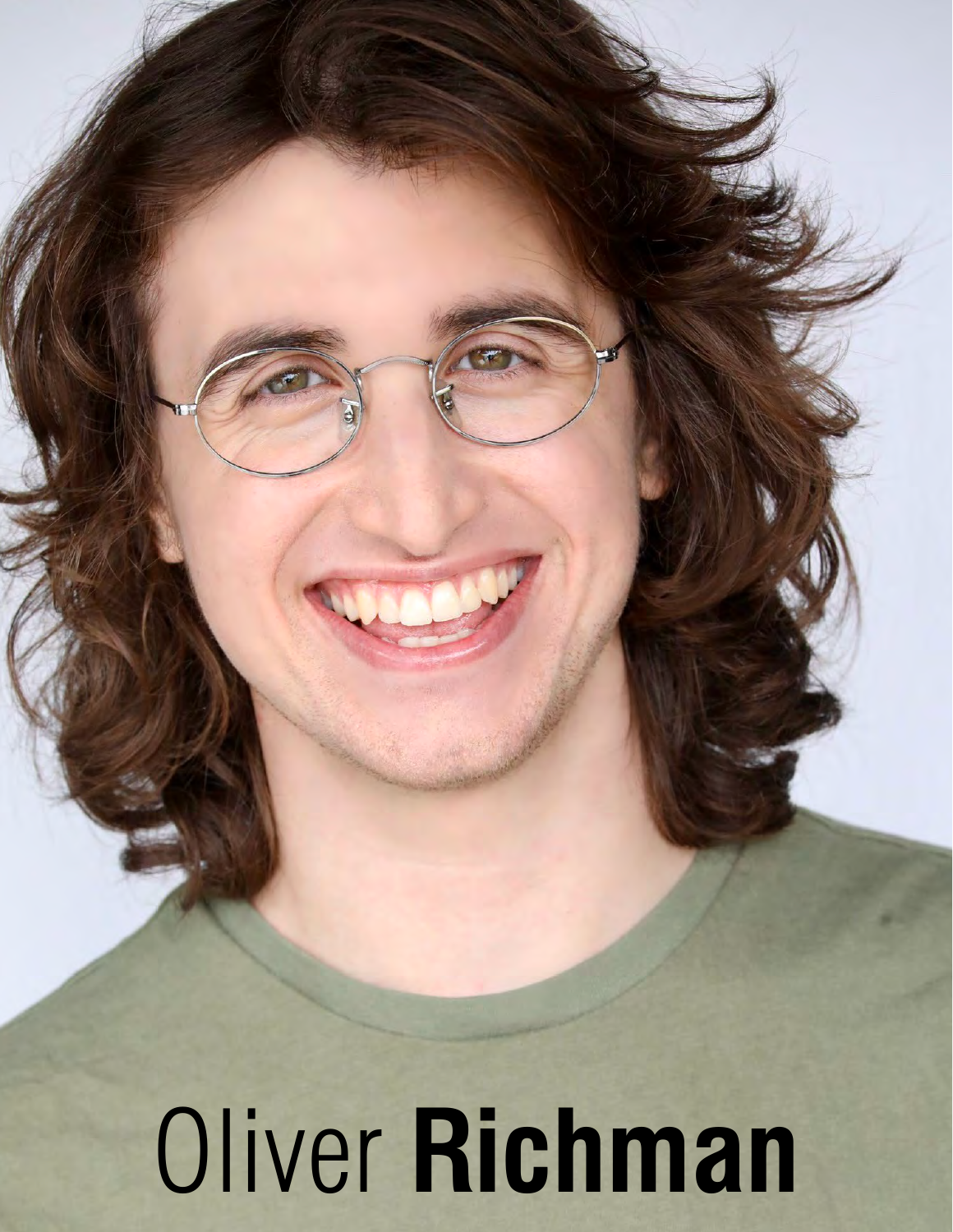Oliver **Richman**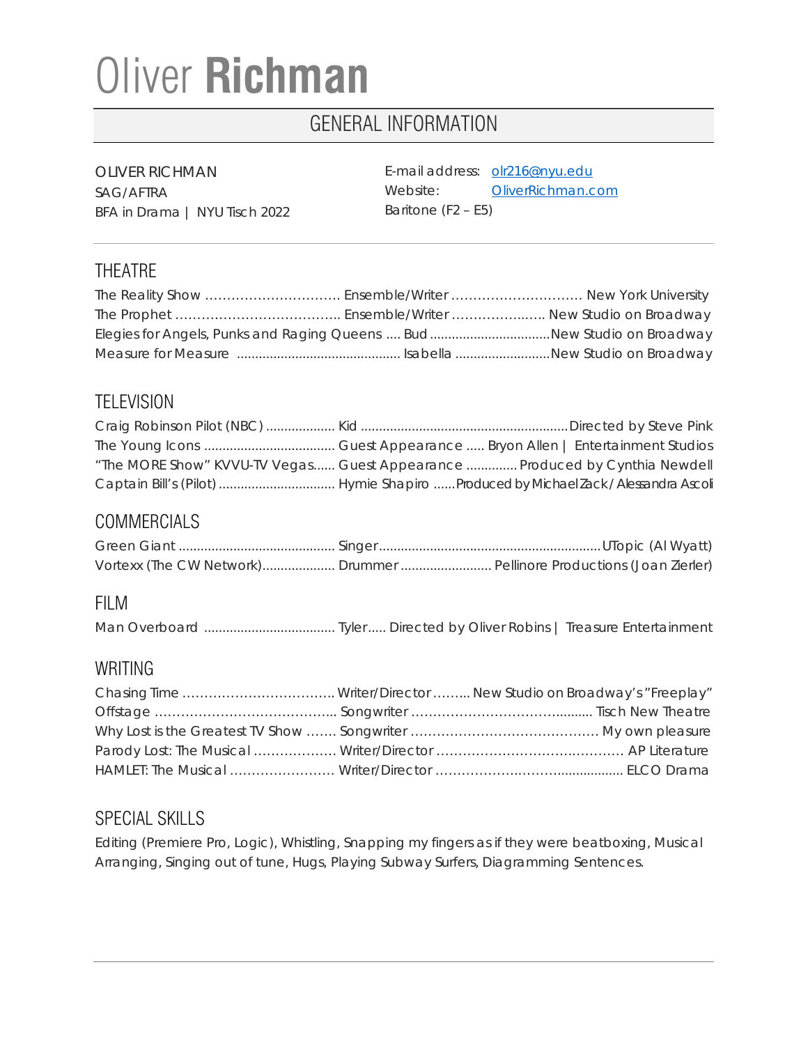# Oliver **Richman**

## GENERAL INFORMATION

OLIVER RICHMAN
SAG/AFTRA
BFA in Drama | NYU Tisch 2022

E-mail address: olr216@nyu.edu
Website: OliverRichman.com
Baritone (F2 – E5)

## THEATRE

| | | |
|---|---|---|
| The Reality Show | Ensemble/Writer | New York University |
| The Prophet | Ensemble/Writer | New Studio on Broadway |
| Elegies for Angels, Punks and Raging Queens | Bud | New Studio on Broadway |
| Measure for Measure | Isabella | New Studio on Broadway |

## TELEVISION

| | | |
|---|---|---|
| Craig Robinson Pilot (NBC) | Kid | Directed by Steve Pink |
| The Young Icons | Guest Appearance | Bryon Allen \| Entertainment Studios |
| "The MORE Show" KVVU-TV Vegas | Guest Appearance | Produced by Cynthia Newdell |
| Captain Bill's (Pilot) | Hymie Shapiro | Produced by Michael Zack / Alessandra Ascoli |

## COMMERCIALS

| | | |
|---|---|---|
| Green Giant | Singer | UTopic (Al Wyatt) |
| Vortexx (The CW Network) | Drummer | Pellinore Productions (Joan Zierler) |

## FILM

| | | |
|---|---|---|
| Man Overboard | Tyler | Directed by Oliver Robins \| Treasure Entertainment |

## WRITING

| | | |
|---|---|---|
| Chasing Time | Writer/Director | New Studio on Broadway's "Freeplay" |
| Offstage | Songwriter | Tisch New Theatre |
| Why Lost is the Greatest TV Show | Songwriter | My own pleasure |
| Parody Lost: The Musical | Writer/Director | AP Literature |
| HAMLET: The Musical | Writer/Director | ELCO Drama |

## SPECIAL SKILLS

Editing (Premiere Pro, Logic), Whistling, Snapping my fingers as if they were beatboxing, Musical Arranging, Singing out of tune, Hugs, Playing Subway Surfers, Diagramming Sentences.